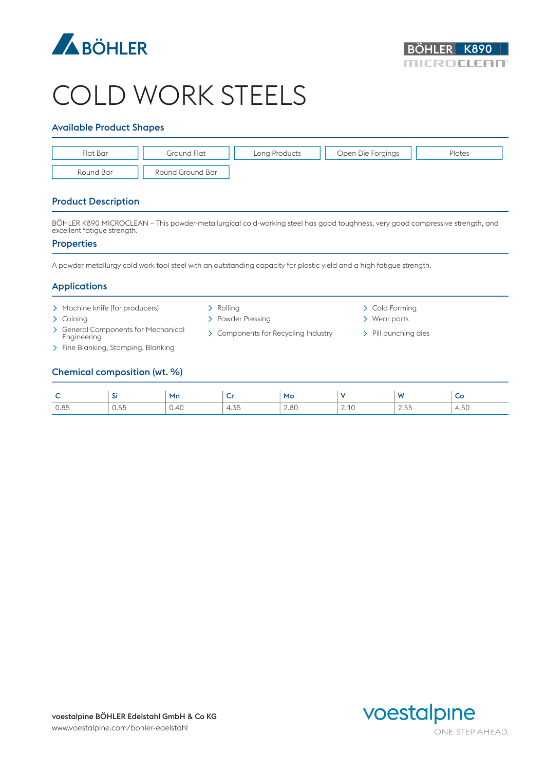BÖHLER

BÖHLER K890 MICROCLEAN

# COLD WORK STEELS

## Available Product Shapes

- Flat Bar
- Ground Flat
- Long Products
- Open Die Forgings
- Plates
- Round Bar
- Round Ground Bar

## Product Description

BÖHLER K890 MICROCLEAN – This powder-metallurgical cold-working steel has good toughness, very good compressive strength, and excellent fatigue strength.

## Properties

A powder metallurgy cold work tool steel with an outstanding capacity for plastic yield and a high fatigue strength.

## Applications

- Machine knife (for producers)
- Coining
- General Components for Mechanical Engineering
- Fine Blanking, Stamping, Blanking
- Rolling
- Powder Pressing
- Components for Recycling Industry
- Cold Forming
- Wear parts
- Pill punching dies

## Chemical composition (wt. %)

| C | Si | Mn | Cr | Mo | V | W | Co |
|---|---|---|---|---|---|---|---|
| 0.85 | 0.55 | 0.40 | 4.35 | 2.80 | 2.10 | 2.55 | 4.50 |

**voestalpine BÖHLER Edelstahl GmbH & Co KG**
www.voestalpine.com/bohler-edelstahl

voestalpine
ONE STEP AHEAD.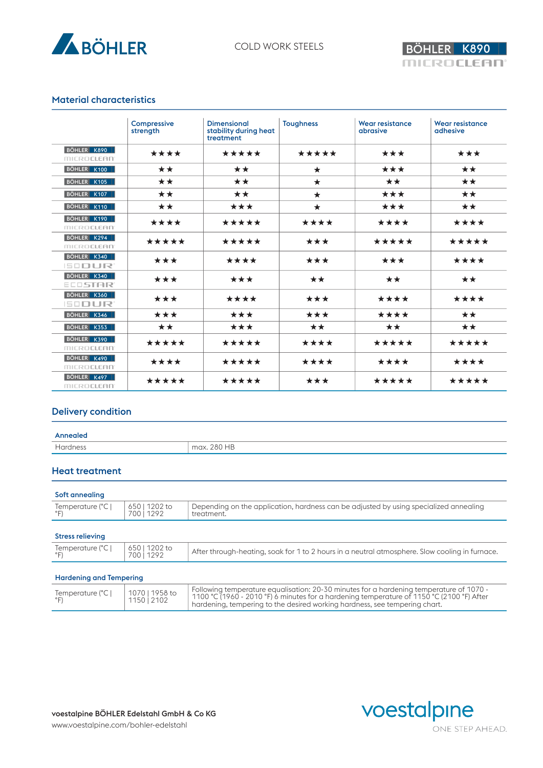## Material characteristics

| | Compressive strength | Dimensional stability during heat treatment | Toughness | Wear resistance abrasive | Wear resistance adhesive |
|---|---|---|---|---|---|
| BÖHLER K890 MICROCLEAN | ★★★★ | ★★★★★ | ★★★★★ | ★★★ | ★★★ |
| BÖHLER K100 | ★★ | ★★ | ★ | ★★★ | ★★ |
| BÖHLER K105 | ★★ | ★★ | ★ | ★★ | ★★ |
| BÖHLER K107 | ★★ | ★★ | ★ | ★★★ | ★★ |
| BÖHLER K110 | ★★ | ★★★ | ★ | ★★★ | ★★ |
| BÖHLER K190 MICROCLEAN | ★★★★ | ★★★★★ | ★★★★ | ★★★★ | ★★★★ |
| BÖHLER K294 MICROCLEAN | ★★★★★ | ★★★★★ | ★★★ | ★★★★★ | ★★★★★ |
| BÖHLER K340 ISODUR | ★★★ | ★★★★ | ★★★ | ★★★ | ★★★★ |
| BÖHLER K340 ECOSTAR | ★★★ | ★★★ | ★★ | ★★ | ★★ |
| BÖHLER K360 ISODUR | ★★★ | ★★★★ | ★★★ | ★★★★ | ★★★★ |
| BÖHLER K346 | ★★★ | ★★★ | ★★★ | ★★★★ | ★★ |
| BÖHLER K353 | ★★ | ★★★ | ★★ | ★★ | ★★ |
| BÖHLER K390 MICROCLEAN | ★★★★★ | ★★★★★ | ★★★★ | ★★★★★ | ★★★★★ |
| BÖHLER K490 MICROCLEAN | ★★★★ | ★★★★★ | ★★★★ | ★★★★ | ★★★★ |
| BÖHLER K497 MICROCLEAN | ★★★★★ | ★★★★★ | ★★★ | ★★★★★ | ★★★★★ |

## Delivery condition

**Annealed**

| Hardness | max. 280 HB |
|---|---|

## Heat treatment

**Soft annealing**

| Temperature (°C \| °F) | 650 \| 1202 to 700 \| 1292 | Depending on the application, hardness can be adjusted by using specialized annealing treatment. |
|---|---|---|

**Stress relieving**

| Temperature (°C \| °F) | 650 \| 1202 to 700 \| 1292 | After through-heating, soak for 1 to 2 hours in a neutral atmosphere. Slow cooling in furnace. |
|---|---|---|

**Hardening and Tempering**

| Temperature (°C \| °F) | 1070 \| 1958 to 1150 \| 2102 | Following temperature equalisation: 20-30 minutes for a hardening temperature of 1070 - 1100 °C (1960 - 2010 °F) 6 minutes for a hardening temperature of 1150 °C (2100 °F) After hardening, tempering to the desired working hardness, see tempering chart. |
|---|---|---|

**voestalpine BÖHLER Edelstahl GmbH & Co KG**
www.voestalpine.com/bohler-edelstahl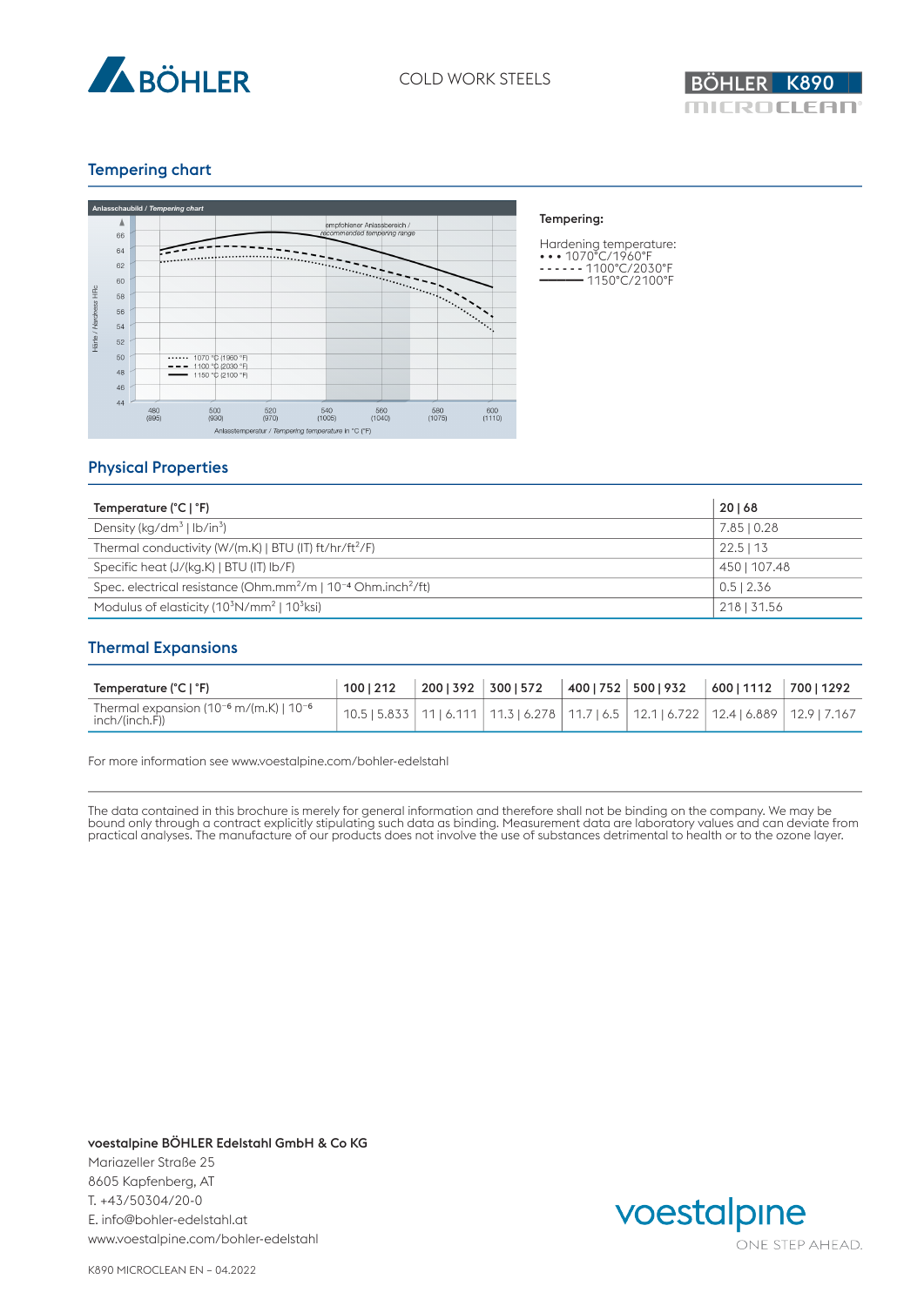## Tempering chart

Anlassschaubild / Tempering chart

empfohlener Anlassbereich / recommended tempering range

Härte / Hardness HRc

66
64
62
60
58
56
54
52
50
48
46
44

1070 °C (1960 °F)
1100 °C (2030 °F)
1150 °C (2100 °F)

480 (895)
500 (930)
520 (970)
540 (1005)
560 (1040)
580 (1075)
600 (1110)

Anlasstemperatur / Tempering temperature in °C (°F)

**Tempering:**

Hardening temperature:
• • • 1070°C/1960°F
- - - - - - 1100°C/2030°F
——— 1150°C/2100°F

## Physical Properties

| Temperature (°C \| °F) | 20 \| 68 |
|---|---|
| Density (kg/dm$^3$ \| lb/in$^3$) | 7.85 \| 0.28 |
| Thermal conductivity (W/(m.K) \| BTU (IT) ft/hr/ft$^2$/F) | 22.5 \| 13 |
| Specific heat (J/(kg.K) \| BTU (IT) lb/F) | 450 \| 107.48 |
| Spec. electrical resistance (Ohm.mm$^2$/m \| $10^{-4}$ Ohm.inch$^2$/ft) | 0.5 \| 2.36 |
| Modulus of elasticity ($10^3$N/mm$^2$ \| $10^3$ksi) | 218 \| 31.56 |

## Thermal Expansions

| Temperature (°C \| °F) | 100 \| 212 | 200 \| 392 | 300 \| 572 | 400 \| 752 | 500 \| 932 | 600 \| 1112 | 700 \| 1292 |
|---|---|---|---|---|---|---|---|
| Thermal expansion ($10^{-6}$ m/(m.K) \| $10^{-6}$ inch/(inch.F)) | 10.5 \| 5.833 | 11 \| 6.111 | 11.3 \| 6.278 | 11.7 \| 6.5 | 12.1 \| 6.722 | 12.4 \| 6.889 | 12.9 \| 7.167 |

For more information see www.voestalpine.com/bohler-edelstahl

The data contained in this brochure is merely for general information and therefore shall not be binding on the company. We may be bound only through a contract explicitly stipulating such data as binding. Measurement data are laboratory values and can deviate from practical analyses. The manufacture of our products does not involve the use of substances detrimental to health or to the ozone layer.

**voestalpine BÖHLER Edelstahl GmbH & Co KG**
Mariazeller Straße 25
8605 Kapfenberg, AT
T. +43/50304/20-0
E. info@bohler-edelstahl.at
www.voestalpine.com/bohler-edelstahl

K890 MICROCLEAN EN – 04.2022